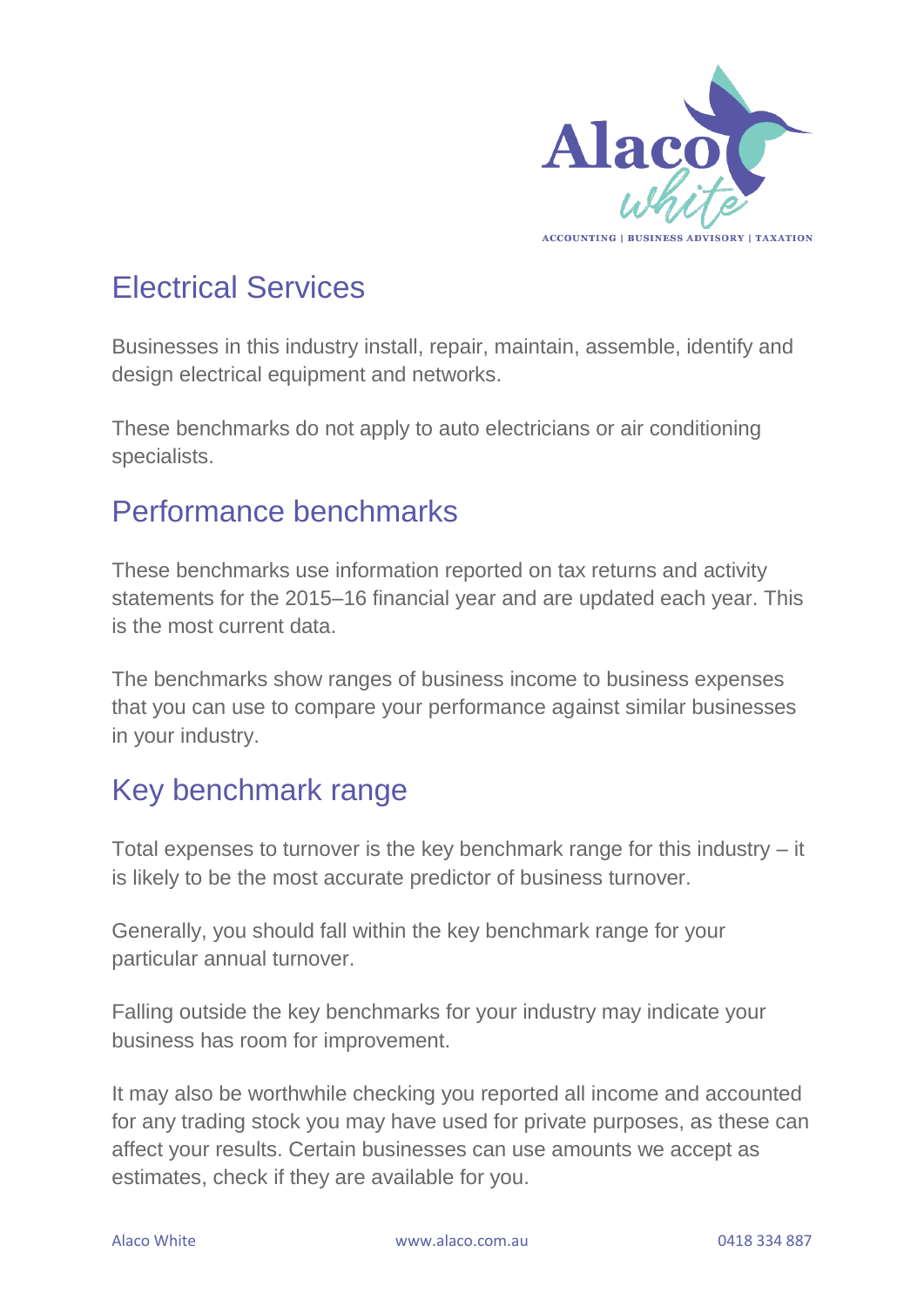# Electrical Services

Businesses in this industry install, repair, maintain, assemble, identify and design electrical equipment and networks.

These benchmarks do not apply to auto electricians or air conditioning specialists.

## Performance benchmarks

These benchmarks use information reported on tax returns and activity statements for the 2015–16 financial year and are updated each year. This is the most current data.

The benchmarks show ranges of business income to business expenses that you can use to compare your performance against similar businesses in your industry.

## Key benchmark range

Total expenses to turnover is the key benchmark range for this industry – it is likely to be the most accurate predictor of business turnover.

Generally, you should fall within the key benchmark range for your particular annual turnover.

Falling outside the key benchmarks for your industry may indicate your business has room for improvement.

It may also be worthwhile checking you reported all income and accounted for any trading stock you may have used for private purposes, as these can affect your results. Certain businesses can use amounts we accept as estimates, check if they are available for you.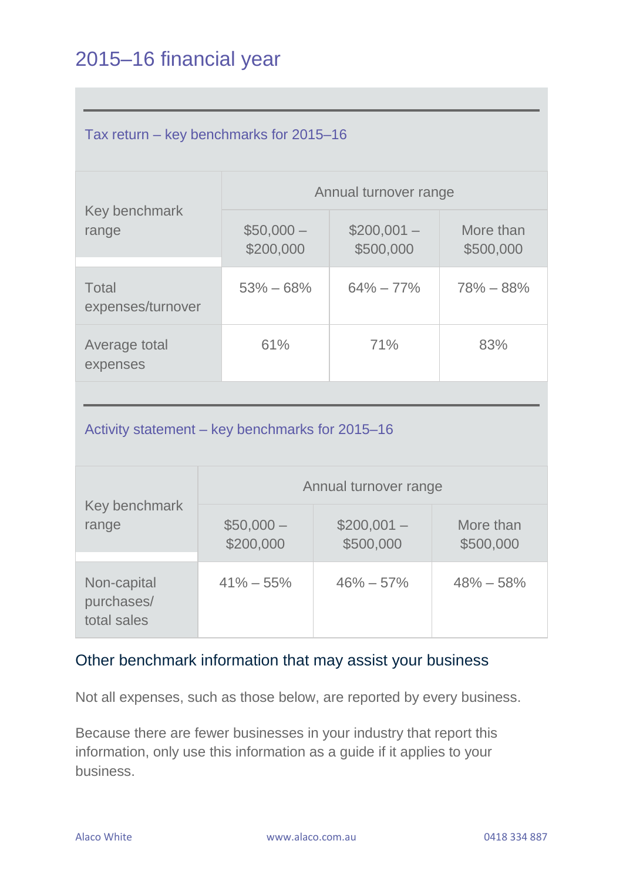# 2015–16 financial year

### Tax return – key benchmarks for 2015–16

| Key benchmark range | Annual turnover range | | |
|---|---|---|---|
| | $50,000 – $200,000 | $200,001 – $500,000 | More than $500,000 |
| Total expenses/turnover | 53% – 68% | 64% – 77% | 78% – 88% |
| Average total expenses | 61% | 71% | 83% |

### Activity statement – key benchmarks for 2015–16

| Key benchmark range | Annual turnover range | | |
|---|---|---|---|
| | $50,000 – $200,000 | $200,001 – $500,000 | More than $500,000 |
| Non-capital purchases/ total sales | 41% – 55% | 46% – 57% | 48% – 58% |

## Other benchmark information that may assist your business

Not all expenses, such as those below, are reported by every business.

Because there are fewer businesses in your industry that report this information, only use this information as a guide if it applies to your business.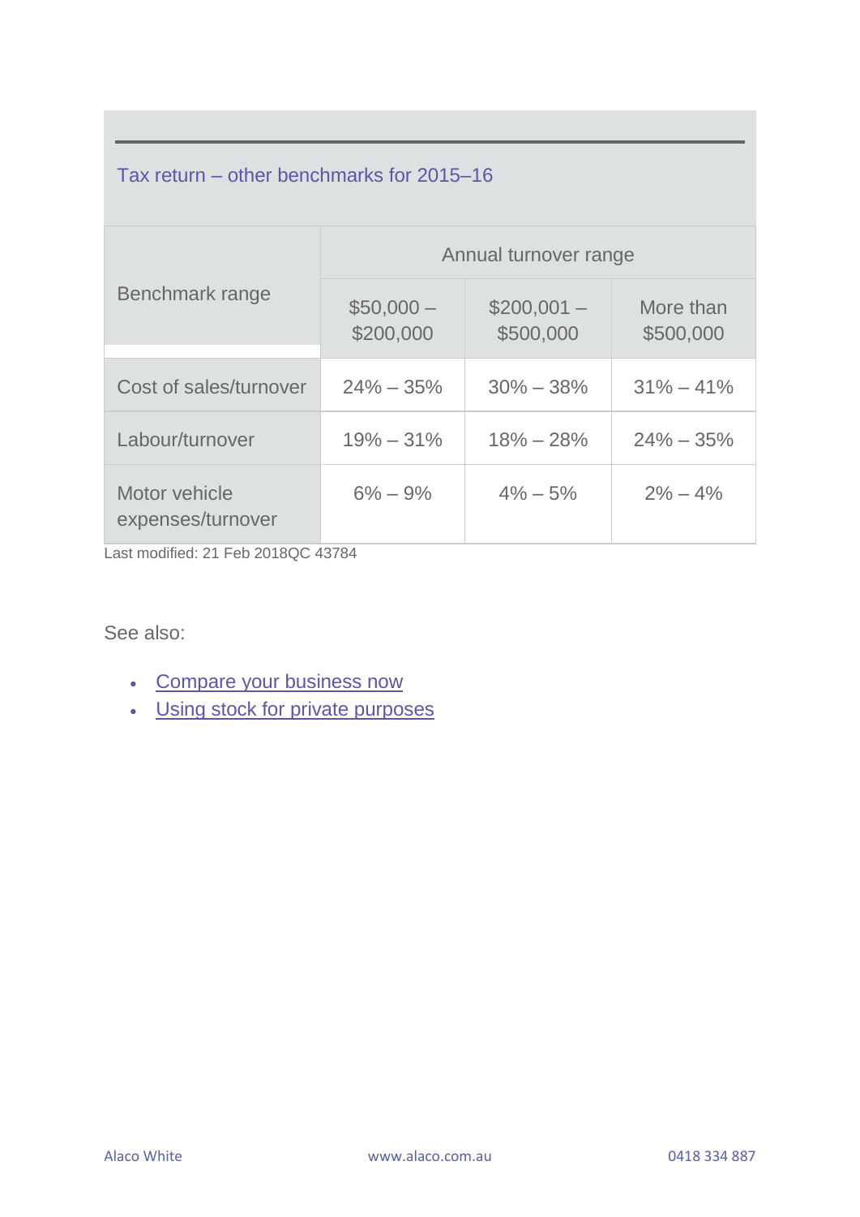### Tax return – other benchmarks for 2015–16

| Benchmark range | Annual turnover range | | |
|---|---|---|---|
| | $50,000 – $200,000 | $200,001 – $500,000 | More than $500,000 |
| Cost of sales/turnover | 24% – 35% | 30% – 38% | 31% – 41% |
| Labour/turnover | 19% – 31% | 18% – 28% | 24% – 35% |
| Motor vehicle expenses/turnover | 6% – 9% | 4% – 5% | 2% – 4% |

Last modified: 21 Feb 2018QC 43784

See also:

- Compare your business now
- Using stock for private purposes